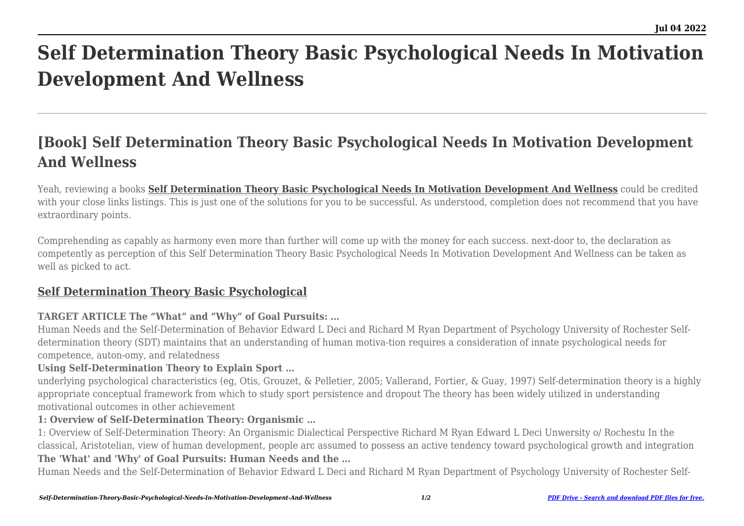# Self Determination Theory Basic Psychological Needs In Motivation Development And Wellness

## [Book] Self Determination Theory Basic Psychological Needs In Motivation Development And Wellness

Yeah, reviewing a books **Self Determination Theory Basic Psychological Needs In Motivation Development And Wellness** could be credited with your close links listings. This is just one of the solutions for you to be successful. As understood, completion does not recommend that you have extraordinary points.

Comprehending as capably as harmony even more than further will come up with the money for each success. next-door to, the declaration as competently as perception of this Self Determination Theory Basic Psychological Needs In Motivation Development And Wellness can be taken as well as picked to act.

### Self Determination Theory Basic Psychological

**TARGET ARTICLE The "What" and "Why" of Goal Pursuits: …**

Human Needs and the Self-Determination of Behavior Edward L Deci and Richard M Ryan Department of Psychology University of Rochester Self-determination theory (SDT) maintains that an understanding of human motiva-tion requires a consideration of innate psychological needs for competence, auton-omy, and relatedness

**Using Self-Determination Theory to Explain Sport …**

underlying psychological characteristics (eg, Otis, Grouzet, & Pelletier, 2005; Vallerand, Fortier, & Guay, 1997) Self-determination theory is a highly appropriate conceptual framework from which to study sport persistence and dropout The theory has been widely utilized in understanding motivational outcomes in other achievement

**1: Overview of Self-Determination Theory: Organismic …**

1: Overview of Self-Determination Theory: An Organismic Dialectical Perspective Richard M Ryan Edward L Deci Unwersity o/ Rochestu In the classical, Aristotelian, view of human development, people arc assumed to possess an active tendency toward psychological growth and integration

**The 'What' and 'Why' of Goal Pursuits: Human Needs and the …**

Human Needs and the Self-Determination of Behavior Edward L Deci and Richard M Ryan Department of Psychology University of Rochester Self-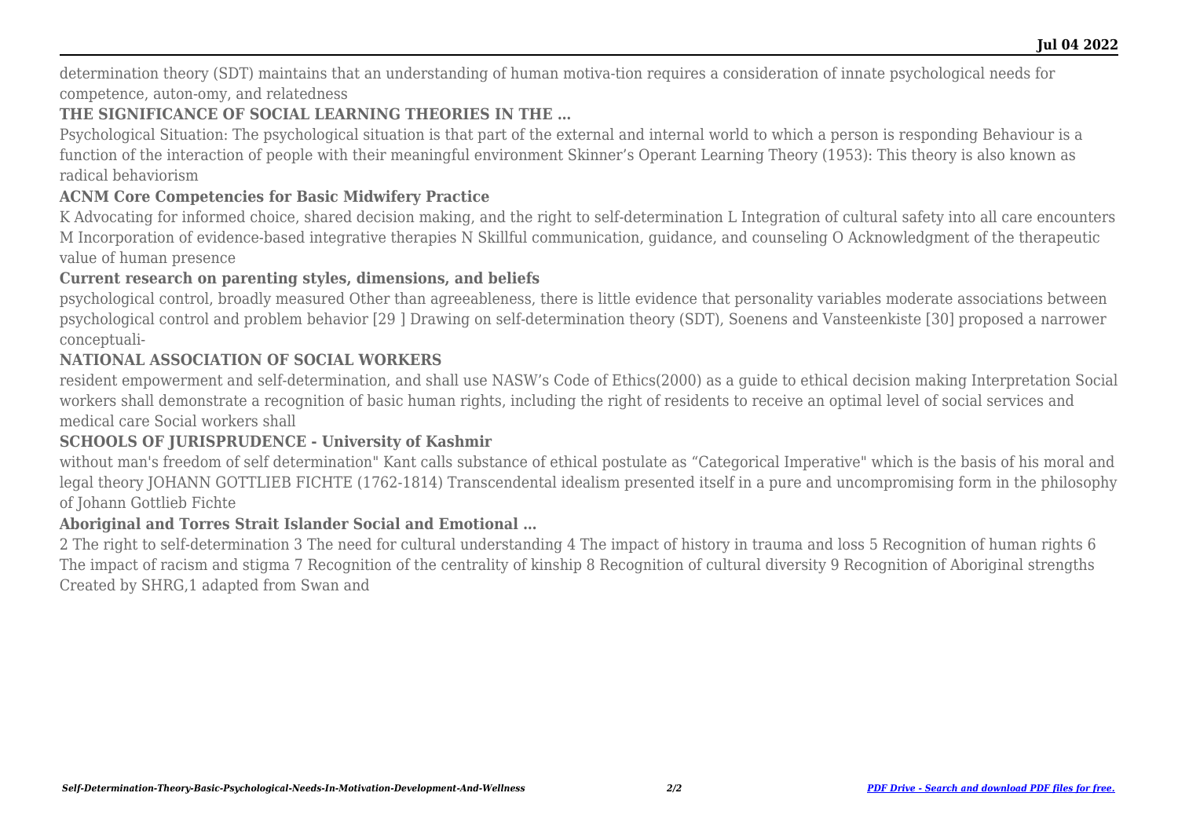determination theory (SDT) maintains that an understanding of human motiva-tion requires a consideration of innate psychological needs for competence, auton-omy, and relatedness

### THE SIGNIFICANCE OF SOCIAL LEARNING THEORIES IN THE …

Psychological Situation: The psychological situation is that part of the external and internal world to which a person is responding Behaviour is a function of the interaction of people with their meaningful environment Skinner's Operant Learning Theory (1953): This theory is also known as radical behaviorism

### ACNM Core Competencies for Basic Midwifery Practice

K Advocating for informed choice, shared decision making, and the right to self-determination L Integration of cultural safety into all care encounters M Incorporation of evidence-based integrative therapies N Skillful communication, guidance, and counseling O Acknowledgment of the therapeutic value of human presence

### Current research on parenting styles, dimensions, and beliefs

psychological control, broadly measured Other than agreeableness, there is little evidence that personality variables moderate associations between psychological control and problem behavior [29 ] Drawing on self-determination theory (SDT), Soenens and Vansteenkiste [30] proposed a narrower conceptuali-

### NATIONAL ASSOCIATION OF SOCIAL WORKERS

resident empowerment and self-determination, and shall use NASW's Code of Ethics(2000) as a guide to ethical decision making Interpretation Social workers shall demonstrate a recognition of basic human rights, including the right of residents to receive an optimal level of social services and medical care Social workers shall

### SCHOOLS OF JURISPRUDENCE - University of Kashmir

without man's freedom of self determination" Kant calls substance of ethical postulate as "Categorical Imperative" which is the basis of his moral and legal theory JOHANN GOTTLIEB FICHTE (1762-1814) Transcendental idealism presented itself in a pure and uncompromising form in the philosophy of Johann Gottlieb Fichte

### Aboriginal and Torres Strait Islander Social and Emotional …

2 The right to self-determination 3 The need for cultural understanding 4 The impact of history in trauma and loss 5 Recognition of human rights 6 The impact of racism and stigma 7 Recognition of the centrality of kinship 8 Recognition of cultural diversity 9 Recognition of Aboriginal strengths Created by SHRG,1 adapted from Swan and